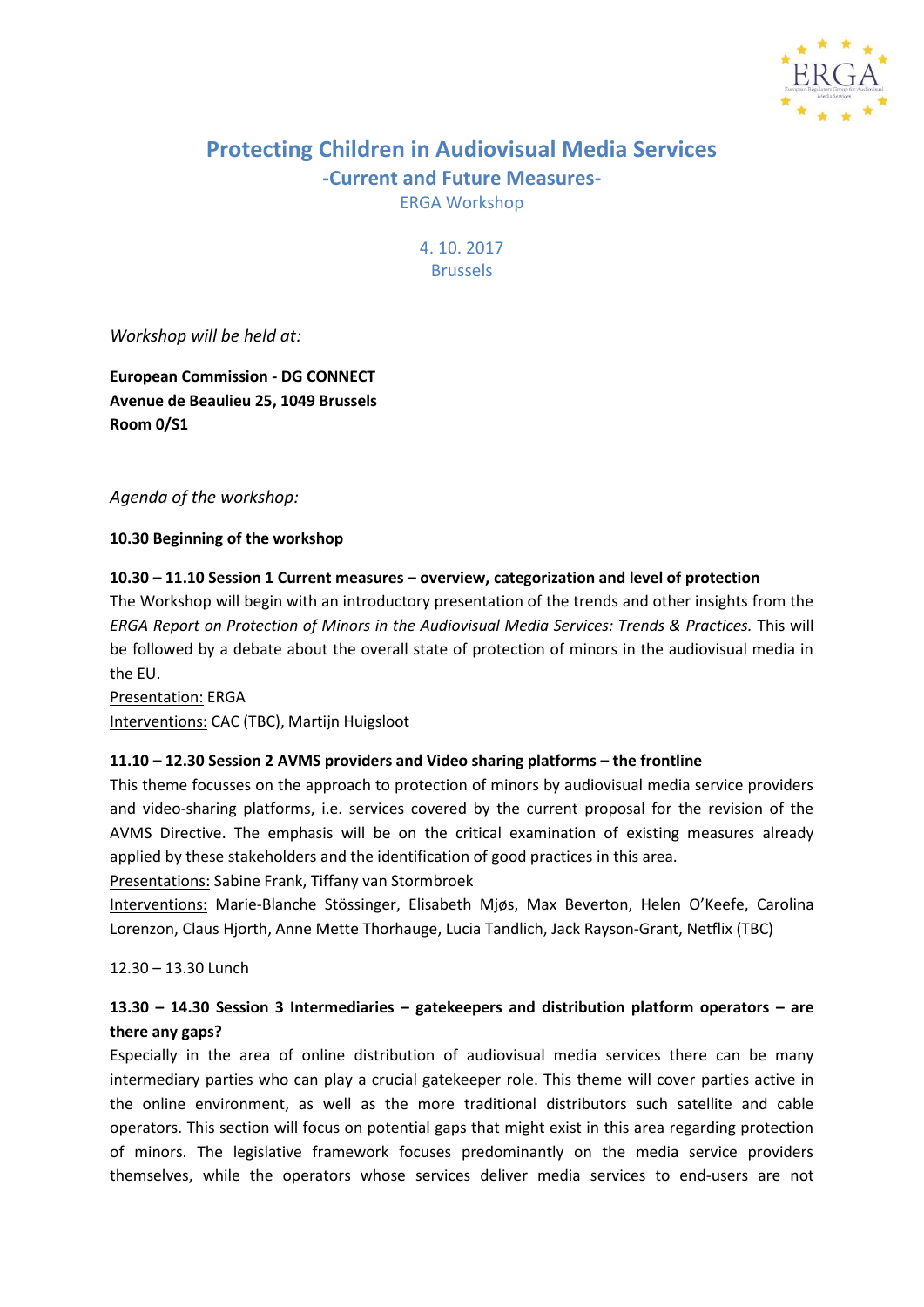# Protecting Children in Audiovisual Media Services

## -Current and Future Measures-

ERGA Workshop

4. 10. 2017
Brussels

*Workshop will be held at:*

**European Commission - DG CONNECT**
**Avenue de Beaulieu 25, 1049 Brussels**
**Room 0/S1**

*Agenda of the workshop:*

**10.30 Beginning of the workshop**

**10.30 – 11.10 Session 1 Current measures – overview, categorization and level of protection**

The Workshop will begin with an introductory presentation of the trends and other insights from the *ERGA Report on Protection of Minors in the Audiovisual Media Services: Trends & Practices.* This will be followed by a debate about the overall state of protection of minors in the audiovisual media in the EU.

Presentation: ERGA
Interventions: CAC (TBC), Martijn Huigsloot

**11.10 – 12.30 Session 2 AVMS providers and Video sharing platforms – the frontline**

This theme focusses on the approach to protection of minors by audiovisual media service providers and video-sharing platforms, i.e. services covered by the current proposal for the revision of the AVMS Directive. The emphasis will be on the critical examination of existing measures already applied by these stakeholders and the identification of good practices in this area.

Presentations: Sabine Frank, Tiffany van Stormbroek
Interventions: Marie-Blanche Stössinger, Elisabeth Mjøs, Max Beverton, Helen O'Keefe, Carolina Lorenzon, Claus Hjorth, Anne Mette Thorhauge, Lucia Tandlich, Jack Rayson-Grant, Netflix (TBC)

12.30 – 13.30 Lunch

**13.30 – 14.30 Session 3 Intermediaries – gatekeepers and distribution platform operators – are there any gaps?**

Especially in the area of online distribution of audiovisual media services there can be many intermediary parties who can play a crucial gatekeeper role. This theme will cover parties active in the online environment, as well as the more traditional distributors such satellite and cable operators. This section will focus on potential gaps that might exist in this area regarding protection of minors. The legislative framework focuses predominantly on the media service providers themselves, while the operators whose services deliver media services to end-users are not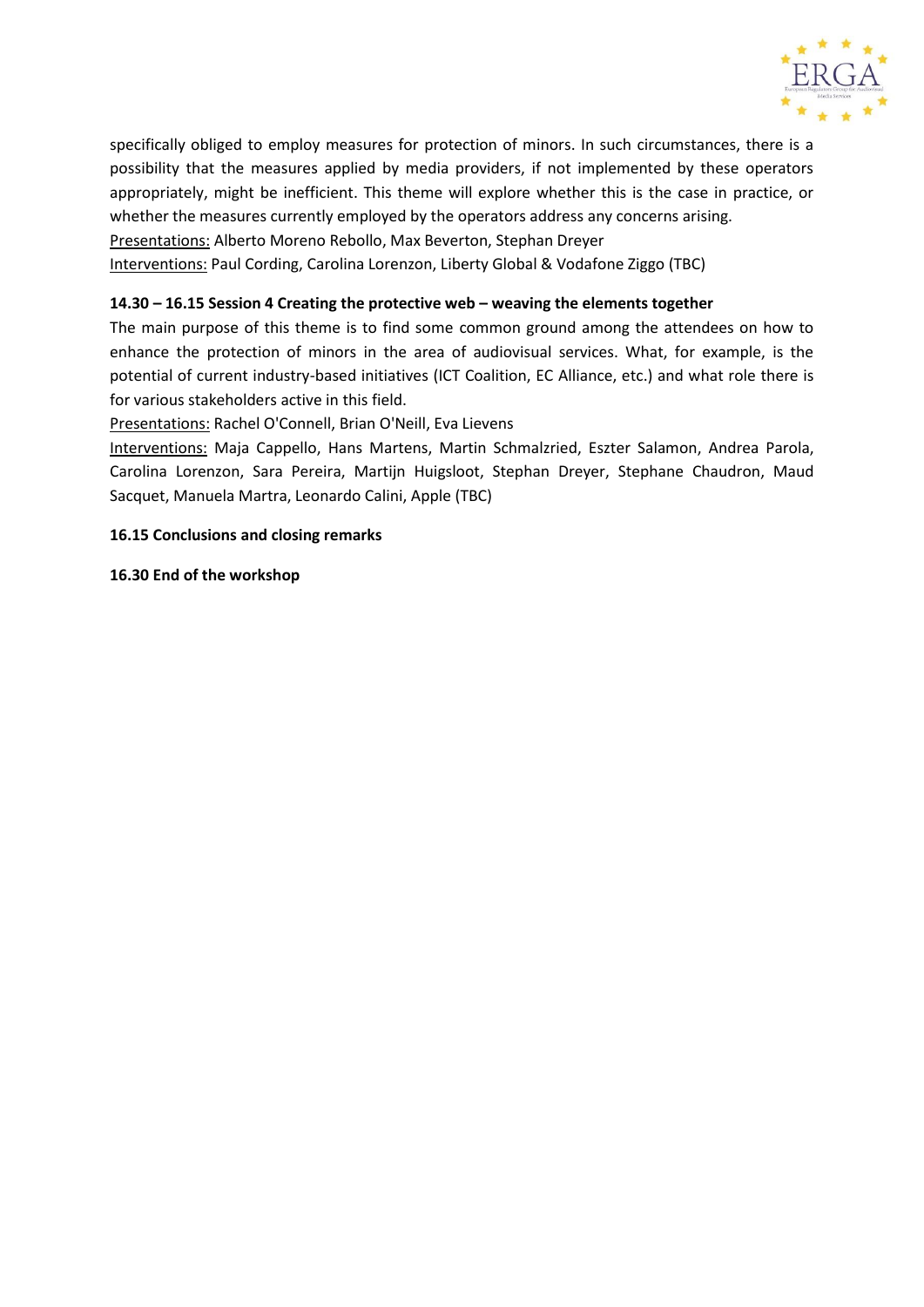specifically obliged to employ measures for protection of minors. In such circumstances, there is a possibility that the measures applied by media providers, if not implemented by these operators appropriately, might be inefficient. This theme will explore whether this is the case in practice, or whether the measures currently employed by the operators address any concerns arising.

Presentations: Alberto Moreno Rebollo, Max Beverton, Stephan Dreyer

Interventions: Paul Cording, Carolina Lorenzon, Liberty Global & Vodafone Ziggo (TBC)

**14.30 – 16.15 Session 4 Creating the protective web – weaving the elements together**

The main purpose of this theme is to find some common ground among the attendees on how to enhance the protection of minors in the area of audiovisual services. What, for example, is the potential of current industry-based initiatives (ICT Coalition, EC Alliance, etc.) and what role there is for various stakeholders active in this field.

Presentations: Rachel O'Connell, Brian O'Neill, Eva Lievens

Interventions: Maja Cappello, Hans Martens, Martin Schmalzried, Eszter Salamon, Andrea Parola, Carolina Lorenzon, Sara Pereira, Martijn Huigsloot, Stephan Dreyer, Stephane Chaudron, Maud Sacquet, Manuela Martra, Leonardo Calini, Apple (TBC)

**16.15 Conclusions and closing remarks**

**16.30 End of the workshop**